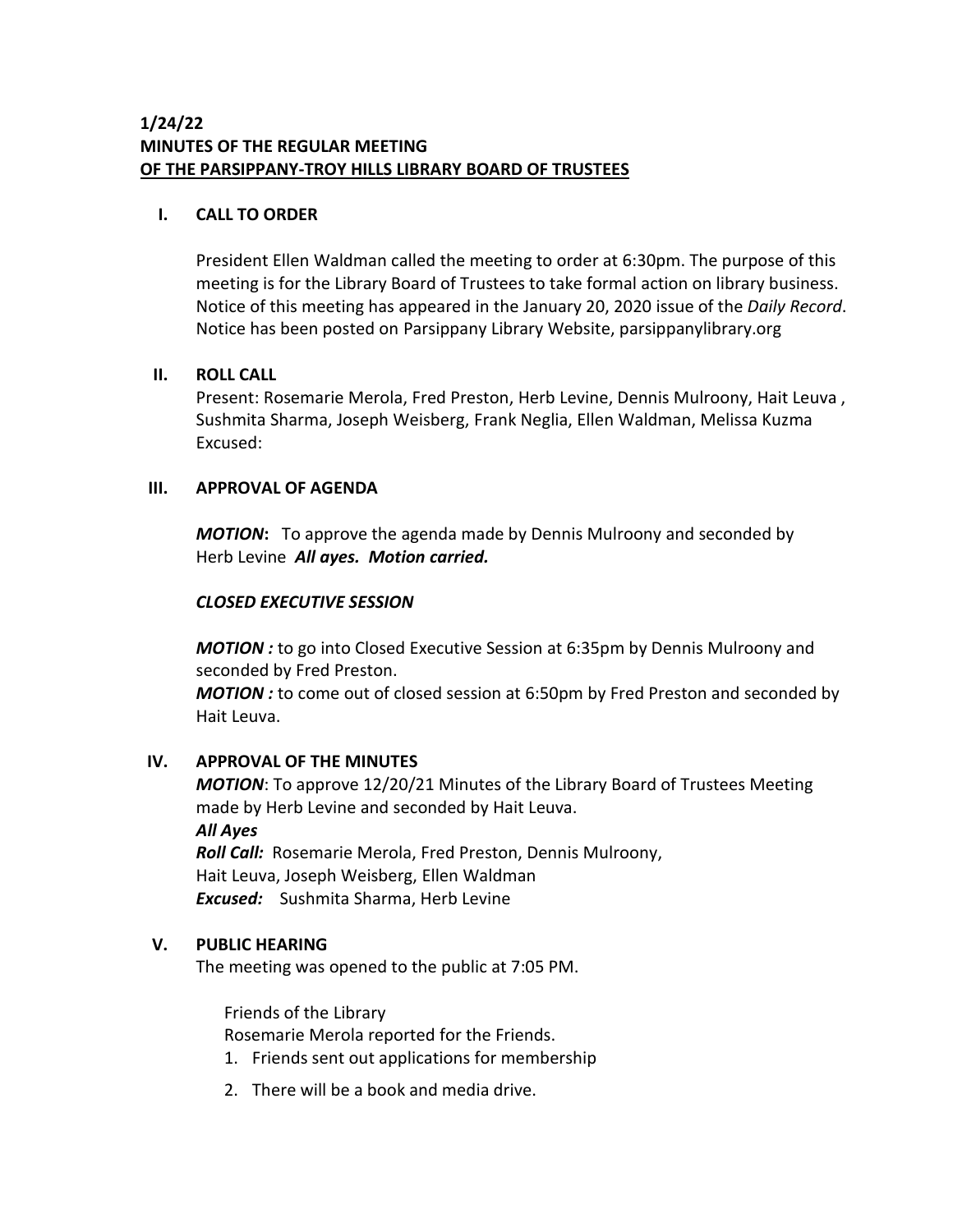**1/24/22**
**MINUTES OF THE REGULAR MEETING**
**OF THE PARSIPPANY-TROY HILLS LIBRARY BOARD OF TRUSTEES**

## I. CALL TO ORDER

President Ellen Waldman called the meeting to order at 6:30pm. The purpose of this meeting is for the Library Board of Trustees to take formal action on library business. Notice of this meeting has appeared in the January 20, 2020 issue of the *Daily Record*. Notice has been posted on Parsippany Library Website, parsippanylibrary.org

## II. ROLL CALL

Present: Rosemarie Merola, Fred Preston, Herb Levine, Dennis Mulroony, Hait Leuva , Sushmita Sharma, Joseph Weisberg, Frank Neglia, Ellen Waldman, Melissa Kuzma
Excused:

## III. APPROVAL OF AGENDA

***MOTION*:** To approve the agenda made by Dennis Mulroony and seconded by Herb Levine ***All ayes. Motion carried.***

***CLOSED EXECUTIVE SESSION***

***MOTION :*** to go into Closed Executive Session at 6:35pm by Dennis Mulroony and seconded by Fred Preston.
***MOTION :*** to come out of closed session at 6:50pm by Fred Preston and seconded by Hait Leuva.

## IV. APPROVAL OF THE MINUTES

***MOTION***: To approve 12/20/21 Minutes of the Library Board of Trustees Meeting made by Herb Levine and seconded by Hait Leuva.
***All Ayes***
***Roll Call:*** Rosemarie Merola, Fred Preston, Dennis Mulroony, Hait Leuva, Joseph Weisberg, Ellen Waldman
***Excused:*** Sushmita Sharma, Herb Levine

## V. PUBLIC HEARING

The meeting was opened to the public at 7:05 PM.

Friends of the Library
Rosemarie Merola reported for the Friends.

1. Friends sent out applications for membership
2. There will be a book and media drive.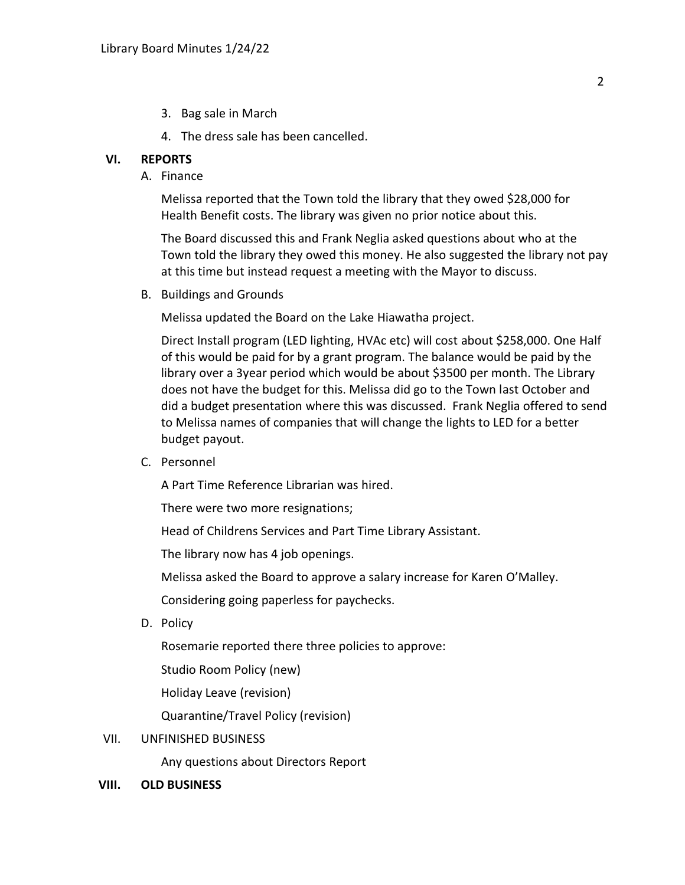3. Bag sale in March
4. The dress sale has been cancelled.

## VI. REPORTS

A. Finance

Melissa reported that the Town told the library that they owed $28,000 for Health Benefit costs. The library was given no prior notice about this.

The Board discussed this and Frank Neglia asked questions about who at the Town told the library they owed this money. He also suggested the library not pay at this time but instead request a meeting with the Mayor to discuss.

B. Buildings and Grounds

Melissa updated the Board on the Lake Hiawatha project.

Direct Install program (LED lighting, HVAc etc) will cost about $258,000. One Half of this would be paid for by a grant program. The balance would be paid by the library over a 3year period which would be about $3500 per month. The Library does not have the budget for this. Melissa did go to the Town last October and did a budget presentation where this was discussed. Frank Neglia offered to send to Melissa names of companies that will change the lights to LED for a better budget payout.

C. Personnel

A Part Time Reference Librarian was hired.

There were two more resignations;

Head of Childrens Services and Part Time Library Assistant.

The library now has 4 job openings.

Melissa asked the Board to approve a salary increase for Karen O'Malley.

Considering going paperless for paychecks.

D. Policy

Rosemarie reported there three policies to approve:

Studio Room Policy (new)

Holiday Leave (revision)

Quarantine/Travel Policy (revision)

VII. UNFINISHED BUSINESS

Any questions about Directors Report

## VIII. OLD BUSINESS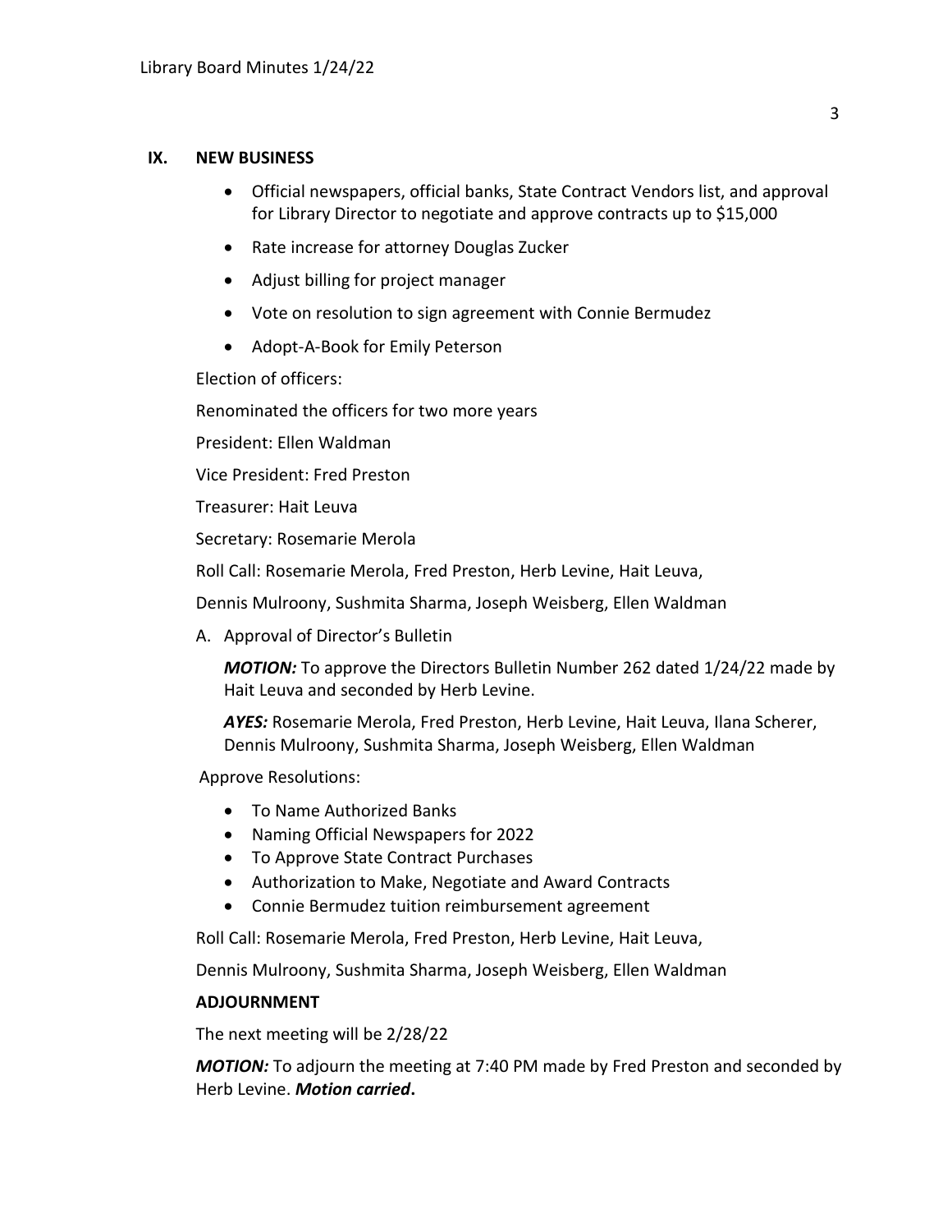## IX. NEW BUSINESS

- Official newspapers, official banks, State Contract Vendors list, and approval for Library Director to negotiate and approve contracts up to $15,000
- Rate increase for attorney Douglas Zucker
- Adjust billing for project manager
- Vote on resolution to sign agreement with Connie Bermudez
- Adopt-A-Book for Emily Peterson

Election of officers:

Renominated the officers for two more years

President: Ellen Waldman

Vice President: Fred Preston

Treasurer: Hait Leuva

Secretary: Rosemarie Merola

Roll Call: Rosemarie Merola, Fred Preston, Herb Levine, Hait Leuva,

Dennis Mulroony, Sushmita Sharma, Joseph Weisberg, Ellen Waldman

A. Approval of Director's Bulletin

   ***MOTION:*** To approve the Directors Bulletin Number 262 dated 1/24/22 made by Hait Leuva and seconded by Herb Levine.

   ***AYES:*** Rosemarie Merola, Fred Preston, Herb Levine, Hait Leuva, Ilana Scherer, Dennis Mulroony, Sushmita Sharma, Joseph Weisberg, Ellen Waldman

Approve Resolutions:

- To Name Authorized Banks
- Naming Official Newspapers for 2022
- To Approve State Contract Purchases
- Authorization to Make, Negotiate and Award Contracts
- Connie Bermudez tuition reimbursement agreement

Roll Call: Rosemarie Merola, Fred Preston, Herb Levine, Hait Leuva,

Dennis Mulroony, Sushmita Sharma, Joseph Weisberg, Ellen Waldman

**ADJOURNMENT**

The next meeting will be 2/28/22

***MOTION:*** To adjourn the meeting at 7:40 PM made by Fred Preston and seconded by Herb Levine. ***Motion carried*.**